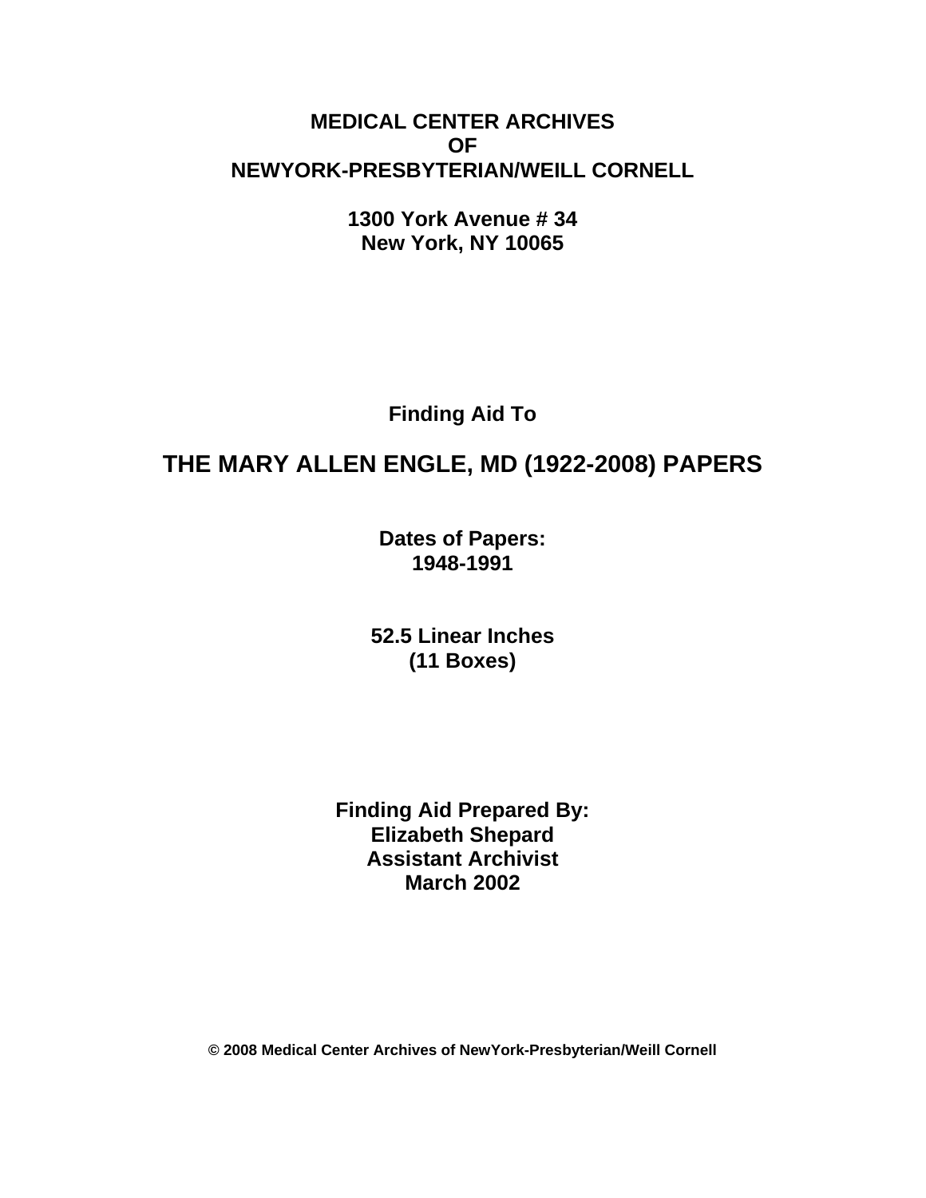**MEDICAL CENTER ARCHIVES**
**OF**
**NEWYORK-PRESBYTERIAN/WEILL CORNELL**

**1300 York Avenue # 34**
**New York, NY 10065**

**Finding Aid To**

# THE MARY ALLEN ENGLE, MD (1922-2008) PAPERS

**Dates of Papers:**
**1948-1991**

**52.5 Linear Inches**
**(11 Boxes)**

**Finding Aid Prepared By:**
**Elizabeth Shepard**
**Assistant Archivist**
**March 2002**

**© 2008 Medical Center Archives of NewYork-Presbyterian/Weill Cornell**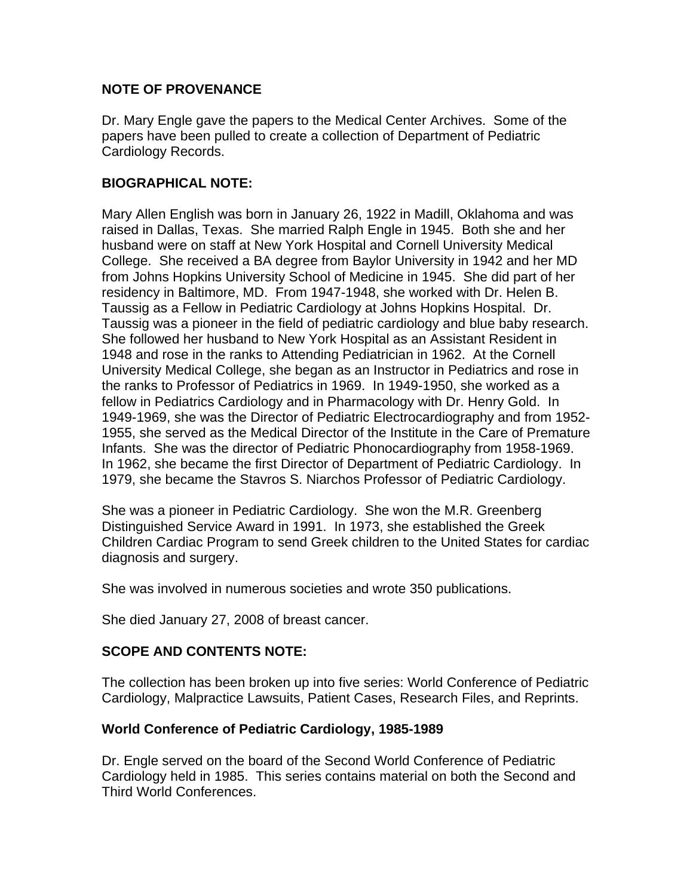## NOTE OF PROVENANCE

Dr. Mary Engle gave the papers to the Medical Center Archives. Some of the papers have been pulled to create a collection of Department of Pediatric Cardiology Records.

## BIOGRAPHICAL NOTE:

Mary Allen English was born in January 26, 1922 in Madill, Oklahoma and was raised in Dallas, Texas. She married Ralph Engle in 1945. Both she and her husband were on staff at New York Hospital and Cornell University Medical College. She received a BA degree from Baylor University in 1942 and her MD from Johns Hopkins University School of Medicine in 1945. She did part of her residency in Baltimore, MD. From 1947-1948, she worked with Dr. Helen B. Taussig as a Fellow in Pediatric Cardiology at Johns Hopkins Hospital. Dr. Taussig was a pioneer in the field of pediatric cardiology and blue baby research. She followed her husband to New York Hospital as an Assistant Resident in 1948 and rose in the ranks to Attending Pediatrician in 1962. At the Cornell University Medical College, she began as an Instructor in Pediatrics and rose in the ranks to Professor of Pediatrics in 1969. In 1949-1950, she worked as a fellow in Pediatrics Cardiology and in Pharmacology with Dr. Henry Gold. In 1949-1969, she was the Director of Pediatric Electrocardiography and from 1952-1955, she served as the Medical Director of the Institute in the Care of Premature Infants. She was the director of Pediatric Phonocardiography from 1958-1969. In 1962, she became the first Director of Department of Pediatric Cardiology. In 1979, she became the Stavros S. Niarchos Professor of Pediatric Cardiology.

She was a pioneer in Pediatric Cardiology. She won the M.R. Greenberg Distinguished Service Award in 1991. In 1973, she established the Greek Children Cardiac Program to send Greek children to the United States for cardiac diagnosis and surgery.

She was involved in numerous societies and wrote 350 publications.

She died January 27, 2008 of breast cancer.

## SCOPE AND CONTENTS NOTE:

The collection has been broken up into five series: World Conference of Pediatric Cardiology, Malpractice Lawsuits, Patient Cases, Research Files, and Reprints.

### World Conference of Pediatric Cardiology, 1985-1989

Dr. Engle served on the board of the Second World Conference of Pediatric Cardiology held in 1985. This series contains material on both the Second and Third World Conferences.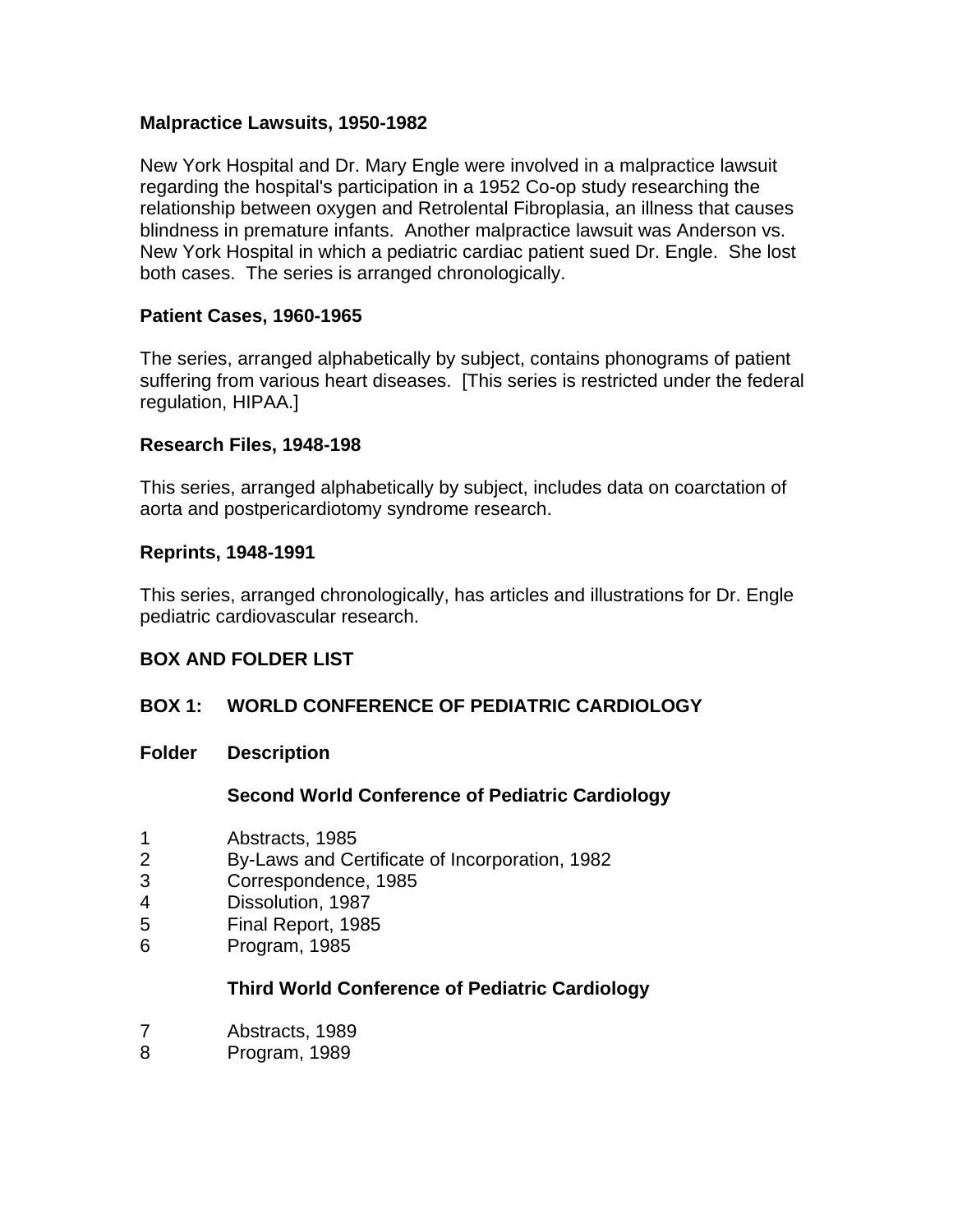**Malpractice Lawsuits, 1950-1982**

New York Hospital and Dr. Mary Engle were involved in a malpractice lawsuit regarding the hospital's participation in a 1952 Co-op study researching the relationship between oxygen and Retrolental Fibroplasia, an illness that causes blindness in premature infants. Another malpractice lawsuit was Anderson vs. New York Hospital in which a pediatric cardiac patient sued Dr. Engle. She lost both cases. The series is arranged chronologically.

**Patient Cases, 1960-1965**

The series, arranged alphabetically by subject, contains phonograms of patient suffering from various heart diseases. [This series is restricted under the federal regulation, HIPAA.]

**Research Files, 1948-198**

This series, arranged alphabetically by subject, includes data on coarctation of aorta and postpericardiotomy syndrome research.

**Reprints, 1948-1991**

This series, arranged chronologically, has articles and illustrations for Dr. Engle pediatric cardiovascular research.

**BOX AND FOLDER LIST**

**BOX 1: WORLD CONFERENCE OF PEDIATRIC CARDIOLOGY**

| Folder | Description |
|---|---|
| | **Second World Conference of Pediatric Cardiology** |
| 1 | Abstracts, 1985 |
| 2 | By-Laws and Certificate of Incorporation, 1982 |
| 3 | Correspondence, 1985 |
| 4 | Dissolution, 1987 |
| 5 | Final Report, 1985 |
| 6 | Program, 1985 |
| | **Third World Conference of Pediatric Cardiology** |
| 7 | Abstracts, 1989 |
| 8 | Program, 1989 |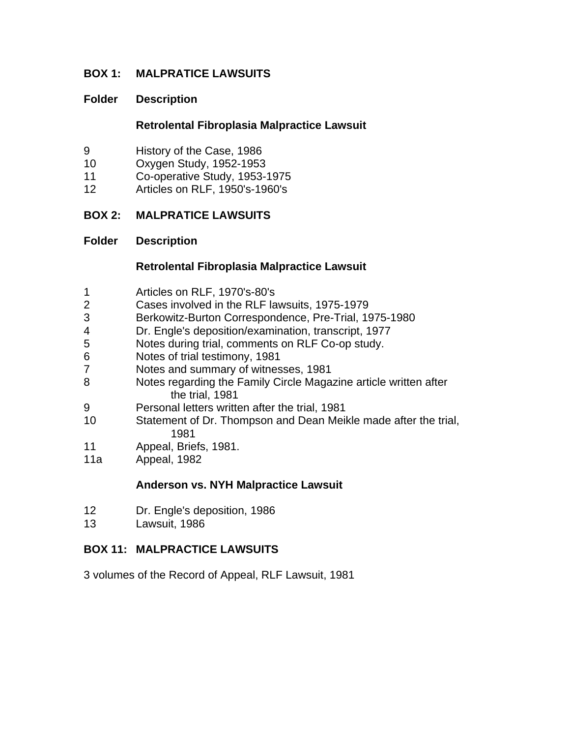## BOX 1: MALPRATICE LAWSUITS

| Folder | Description |
| --- | --- |
| | **Retrolental Fibroplasia Malpractice Lawsuit** |
| 9 | History of the Case, 1986 |
| 10 | Oxygen Study, 1952-1953 |
| 11 | Co-operative Study, 1953-1975 |
| 12 | Articles on RLF, 1950's-1960's |

## BOX 2: MALPRATICE LAWSUITS

| Folder | Description |
| --- | --- |
| | **Retrolental Fibroplasia Malpractice Lawsuit** |
| 1 | Articles on RLF, 1970's-80's |
| 2 | Cases involved in the RLF lawsuits, 1975-1979 |
| 3 | Berkowitz-Burton Correspondence, Pre-Trial, 1975-1980 |
| 4 | Dr. Engle's deposition/examination, transcript, 1977 |
| 5 | Notes during trial, comments on RLF Co-op study. |
| 6 | Notes of trial testimony, 1981 |
| 7 | Notes and summary of witnesses, 1981 |
| 8 | Notes regarding the Family Circle Magazine article written after the trial, 1981 |
| 9 | Personal letters written after the trial, 1981 |
| 10 | Statement of Dr. Thompson and Dean Meikle made after the trial, 1981 |
| 11 | Appeal, Briefs, 1981. |
| 11a | Appeal, 1982 |
| | **Anderson vs. NYH Malpractice Lawsuit** |
| 12 | Dr. Engle's deposition, 1986 |
| 13 | Lawsuit, 1986 |

## BOX 11: MALPRACTICE LAWSUITS

3 volumes of the Record of Appeal, RLF Lawsuit, 1981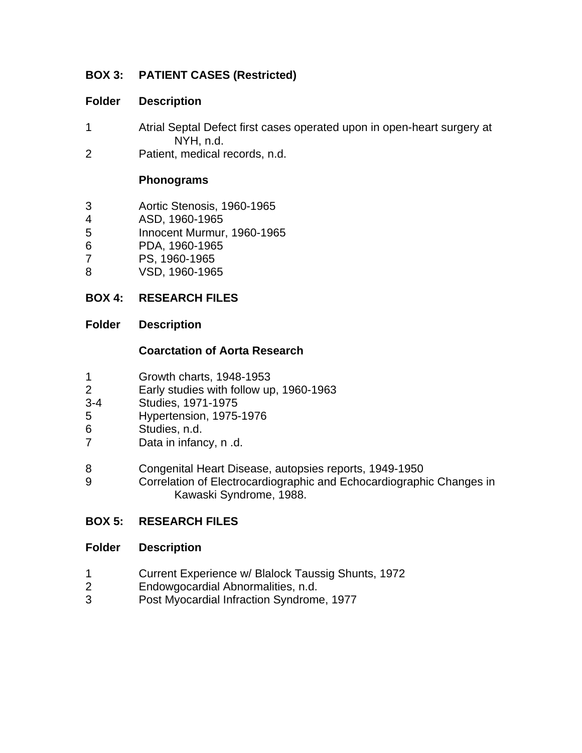## BOX 3: PATIENT CASES (Restricted)

| Folder | Description |
|---|---|
| 1 | Atrial Septal Defect first cases operated upon in open-heart surgery at NYH, n.d. |
| 2 | Patient, medical records, n.d. |
| | **Phonograms** |
| 3 | Aortic Stenosis, 1960-1965 |
| 4 | ASD, 1960-1965 |
| 5 | Innocent Murmur, 1960-1965 |
| 6 | PDA, 1960-1965 |
| 7 | PS, 1960-1965 |
| 8 | VSD, 1960-1965 |

## BOX 4: RESEARCH FILES

| Folder | Description |
|---|---|
| | **Coarctation of Aorta Research** |
| 1 | Growth charts, 1948-1953 |
| 2 | Early studies with follow up, 1960-1963 |
| 3-4 | Studies, 1971-1975 |
| 5 | Hypertension, 1975-1976 |
| 6 | Studies, n.d. |
| 7 | Data in infancy, n .d. |
| 8 | Congenital Heart Disease, autopsies reports, 1949-1950 |
| 9 | Correlation of Electrocardiographic and Echocardiographic Changes in Kawaski Syndrome, 1988. |

## BOX 5: RESEARCH FILES

| Folder | Description |
|---|---|
| 1 | Current Experience w/ Blalock Taussig Shunts, 1972 |
| 2 | Endowgocardial Abnormalities, n.d. |
| 3 | Post Myocardial Infraction Syndrome, 1977 |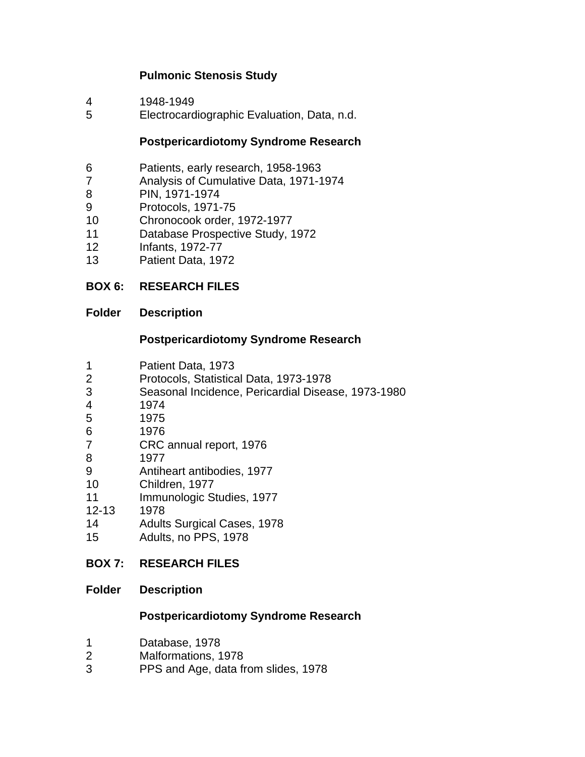**Pulmonic Stenosis Study**

| | |
|---|---|
| 4 | 1948-1949 |
| 5 | Electrocardiographic Evaluation, Data, n.d. |

**Postpericardiotomy Syndrome Research**

| | |
|---|---|
| 6 | Patients, early research, 1958-1963 |
| 7 | Analysis of Cumulative Data, 1971-1974 |
| 8 | PIN, 1971-1974 |
| 9 | Protocols, 1971-75 |
| 10 | Chronocook order, 1972-1977 |
| 11 | Database Prospective Study, 1972 |
| 12 | Infants, 1972-77 |
| 13 | Patient Data, 1972 |

## BOX 6: RESEARCH FILES

| Folder | Description |
|---|---|
| | **Postpericardiotomy Syndrome Research** |
| 1 | Patient Data, 1973 |
| 2 | Protocols, Statistical Data, 1973-1978 |
| 3 | Seasonal Incidence, Pericardial Disease, 1973-1980 |
| 4 | 1974 |
| 5 | 1975 |
| 6 | 1976 |
| 7 | CRC annual report, 1976 |
| 8 | 1977 |
| 9 | Antiheart antibodies, 1977 |
| 10 | Children, 1977 |
| 11 | Immunologic Studies, 1977 |
| 12-13 | 1978 |
| 14 | Adults Surgical Cases, 1978 |
| 15 | Adults, no PPS, 1978 |

## BOX 7: RESEARCH FILES

| Folder | Description |
|---|---|
| | **Postpericardiotomy Syndrome Research** |
| 1 | Database, 1978 |
| 2 | Malformations, 1978 |
| 3 | PPS and Age, data from slides, 1978 |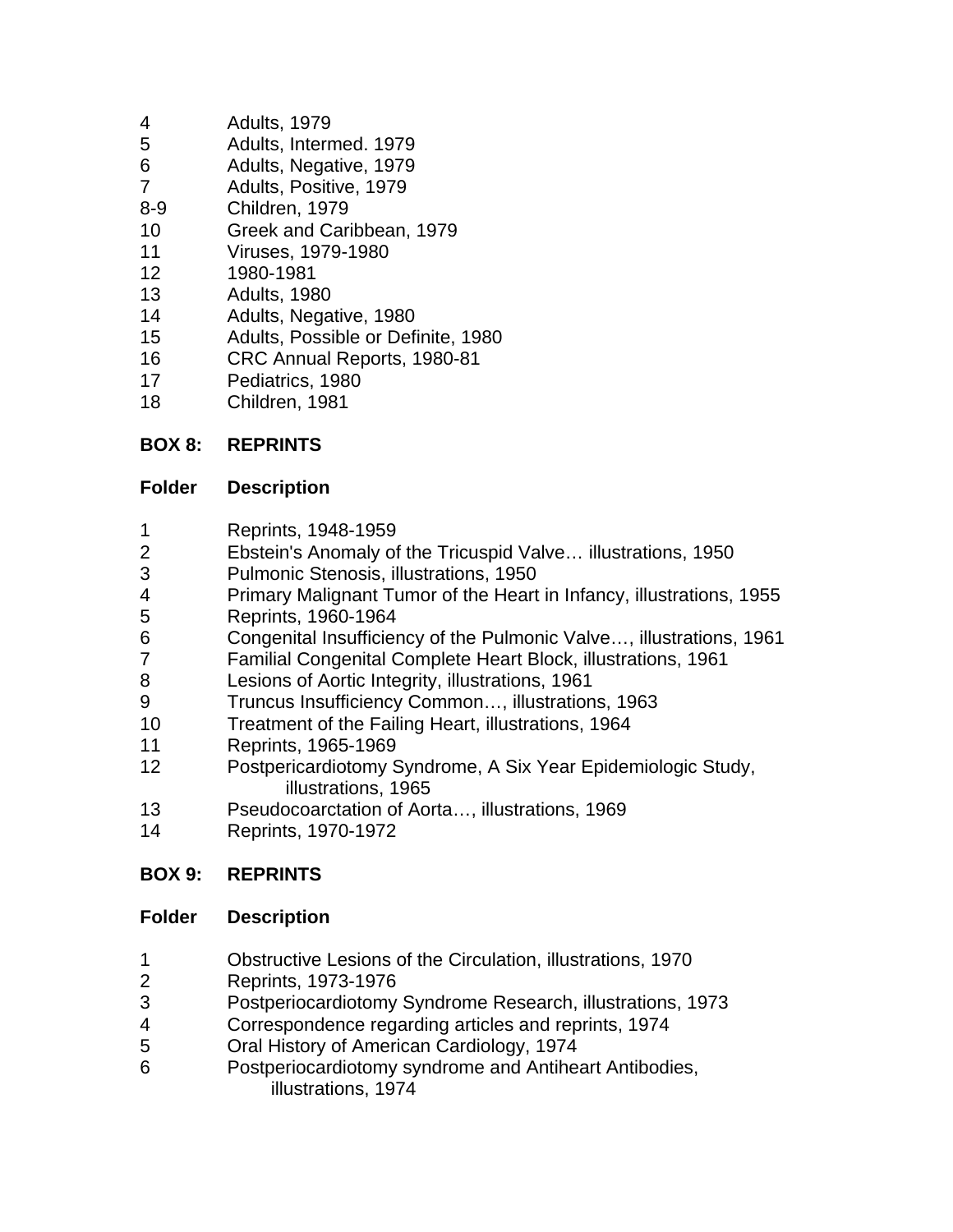| Folder | Description |
|---|---|
| 4 | Adults, 1979 |
| 5 | Adults, Intermed. 1979 |
| 6 | Adults, Negative, 1979 |
| 7 | Adults, Positive, 1979 |
| 8-9 | Children, 1979 |
| 10 | Greek and Caribbean, 1979 |
| 11 | Viruses, 1979-1980 |
| 12 | 1980-1981 |
| 13 | Adults, 1980 |
| 14 | Adults, Negative, 1980 |
| 15 | Adults, Possible or Definite, 1980 |
| 16 | CRC Annual Reports, 1980-81 |
| 17 | Pediatrics, 1980 |
| 18 | Children, 1981 |

**BOX 8: REPRINTS**

| Folder | Description |
|---|---|
| 1 | Reprints, 1948-1959 |
| 2 | Ebstein's Anomaly of the Tricuspid Valve… illustrations, 1950 |
| 3 | Pulmonic Stenosis, illustrations, 1950 |
| 4 | Primary Malignant Tumor of the Heart in Infancy, illustrations, 1955 |
| 5 | Reprints, 1960-1964 |
| 6 | Congenital Insufficiency of the Pulmonic Valve…, illustrations, 1961 |
| 7 | Familial Congenital Complete Heart Block, illustrations, 1961 |
| 8 | Lesions of Aortic Integrity, illustrations, 1961 |
| 9 | Truncus Insufficiency Common…, illustrations, 1963 |
| 10 | Treatment of the Failing Heart, illustrations, 1964 |
| 11 | Reprints, 1965-1969 |
| 12 | Postpericardiotomy Syndrome, A Six Year Epidemiologic Study, illustrations, 1965 |
| 13 | Pseudocoarctation of Aorta…, illustrations, 1969 |
| 14 | Reprints, 1970-1972 |

**BOX 9: REPRINTS**

| Folder | Description |
|---|---|
| 1 | Obstructive Lesions of the Circulation, illustrations, 1970 |
| 2 | Reprints, 1973-1976 |
| 3 | Postperiocardiotomy Syndrome Research, illustrations, 1973 |
| 4 | Correspondence regarding articles and reprints, 1974 |
| 5 | Oral History of American Cardiology, 1974 |
| 6 | Postperiocardiotomy syndrome and Antiheart Antibodies, illustrations, 1974 |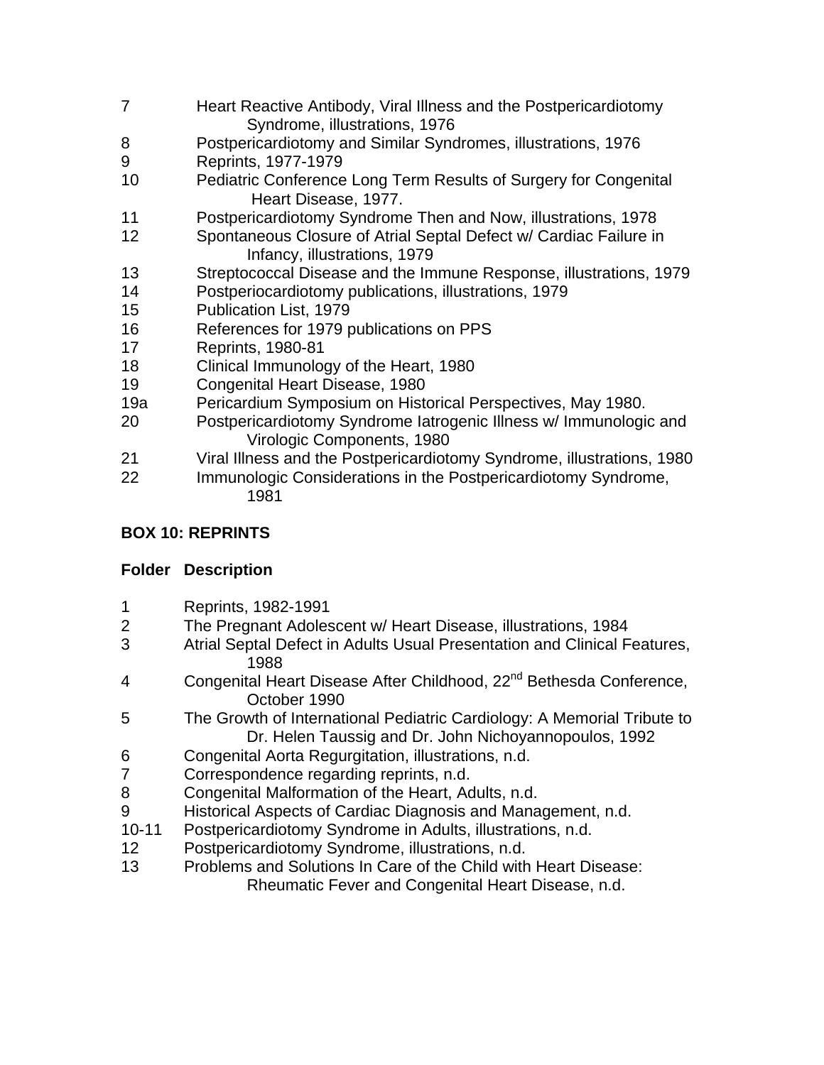| | |
|---|---|
| 7 | Heart Reactive Antibody, Viral Illness and the Postpericardiotomy Syndrome, illustrations, 1976 |
| 8 | Postpericardiotomy and Similar Syndromes, illustrations, 1976 |
| 9 | Reprints, 1977-1979 |
| 10 | Pediatric Conference Long Term Results of Surgery for Congenital Heart Disease, 1977. |
| 11 | Postpericardiotomy Syndrome Then and Now, illustrations, 1978 |
| 12 | Spontaneous Closure of Atrial Septal Defect w/ Cardiac Failure in Infancy, illustrations, 1979 |
| 13 | Streptococcal Disease and the Immune Response, illustrations, 1979 |
| 14 | Postperiocardiotomy publications, illustrations, 1979 |
| 15 | Publication List, 1979 |
| 16 | References for 1979 publications on PPS |
| 17 | Reprints, 1980-81 |
| 18 | Clinical Immunology of the Heart, 1980 |
| 19 | Congenital Heart Disease, 1980 |
| 19a | Pericardium Symposium on Historical Perspectives, May 1980. |
| 20 | Postpericardiotomy Syndrome Iatrogenic Illness w/ Immunologic and Virologic Components, 1980 |
| 21 | Viral Illness and the Postpericardiotomy Syndrome, illustrations, 1980 |
| 22 | Immunologic Considerations in the Postpericardiotomy Syndrome, 1981 |

**BOX 10: REPRINTS**

| Folder | Description |
|---|---|
| 1 | Reprints, 1982-1991 |
| 2 | The Pregnant Adolescent w/ Heart Disease, illustrations, 1984 |
| 3 | Atrial Septal Defect in Adults Usual Presentation and Clinical Features, 1988 |
| 4 | Congenital Heart Disease After Childhood, 22nd Bethesda Conference, October 1990 |
| 5 | The Growth of International Pediatric Cardiology: A Memorial Tribute to Dr. Helen Taussig and Dr. John Nichoyannopoulos, 1992 |
| 6 | Congenital Aorta Regurgitation, illustrations, n.d. |
| 7 | Correspondence regarding reprints, n.d. |
| 8 | Congenital Malformation of the Heart, Adults, n.d. |
| 9 | Historical Aspects of Cardiac Diagnosis and Management, n.d. |
| 10-11 | Postpericardiotomy Syndrome in Adults, illustrations, n.d. |
| 12 | Postpericardiotomy Syndrome, illustrations, n.d. |
| 13 | Problems and Solutions In Care of the Child with Heart Disease: Rheumatic Fever and Congenital Heart Disease, n.d. |